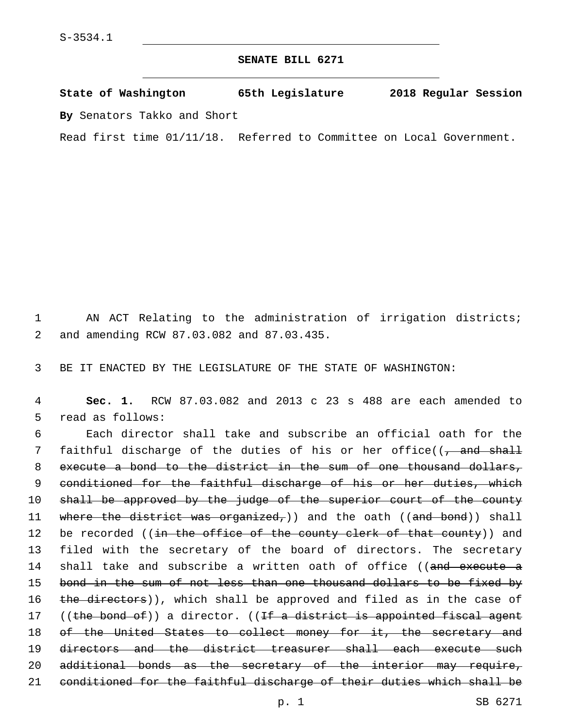S-3534.1

**SENATE BILL 6271**

**State of Washington 65th Legislature 2018 Regular Session**

**By** Senators Takko and Short

Read first time 01/11/18. Referred to Committee on Local Government.

AN ACT Relating to the administration of irrigation districts; and amending RCW 87.03.082 and 87.03.435.

BE IT ENACTED BY THE LEGISLATURE OF THE STATE OF WASHINGTON:

**Sec. 1.** RCW 87.03.082 and 2013 c 23 s 488 are each amended to read as follows:

Each director shall take and subscribe an official oath for the faithful discharge of the duties of his or her office((~~, and shall execute a bond to the district in the sum of one thousand dollars, conditioned for the faithful discharge of his or her duties, which shall be approved by the judge of the superior court of the county where the district was organized,~~)) and the oath ((~~and bond~~)) shall be recorded ((~~in the office of the county clerk of that county~~)) and filed with the secretary of the board of directors. The secretary shall take and subscribe a written oath of office ((~~and execute a bond in the sum of not less than one thousand dollars to be fixed by the directors~~)), which shall be approved and filed as in the case of ((~~the bond of~~)) a director. ((~~If a district is appointed fiscal agent of the United States to collect money for it, the secretary and directors and the district treasurer shall each execute such additional bonds as the secretary of the interior may require, conditioned for the faithful discharge of their duties which shall be~~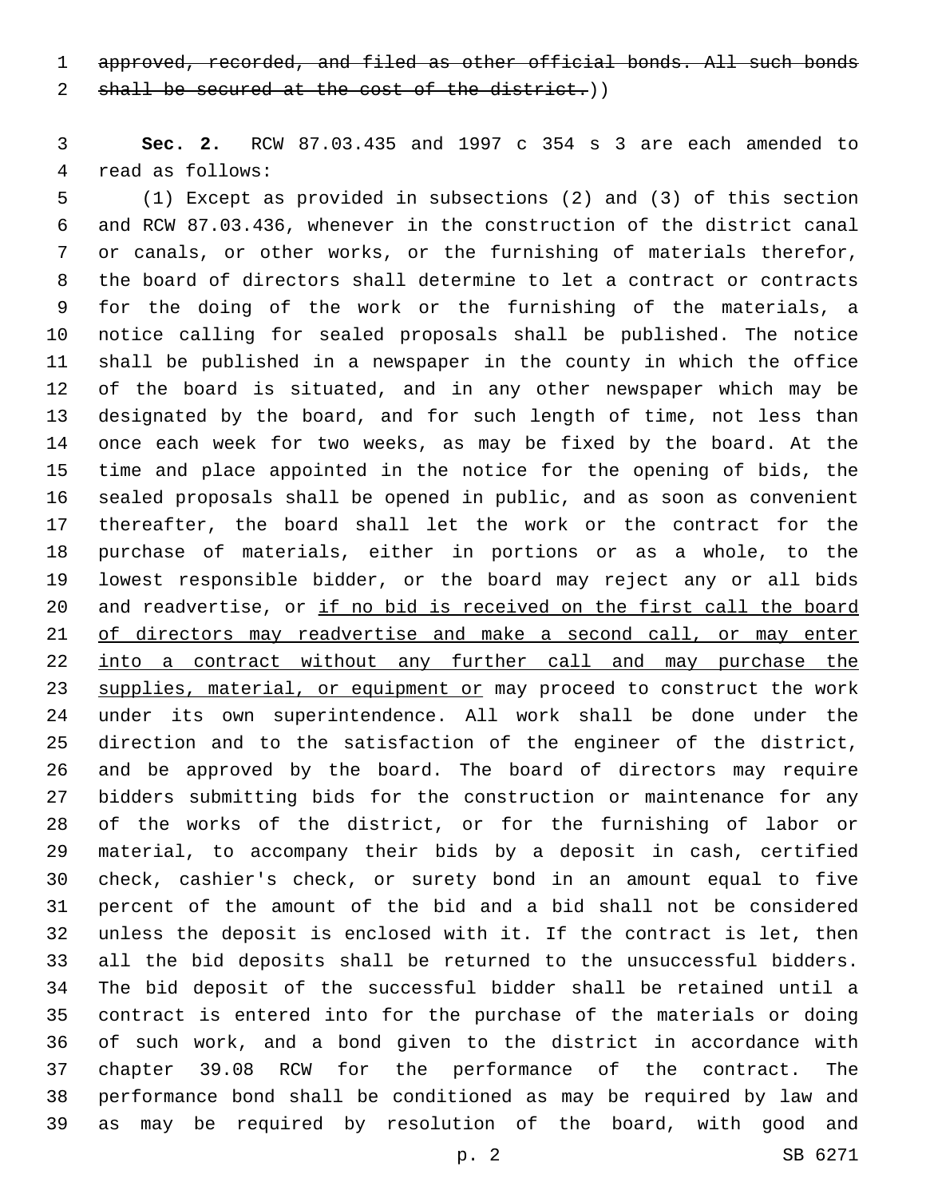~~approved, recorded, and filed as other official bonds. All such bonds shall be secured at the cost of the district.~~))

**Sec. 2.** RCW 87.03.435 and 1997 c 354 s 3 are each amended to read as follows:

(1) Except as provided in subsections (2) and (3) of this section and RCW 87.03.436, whenever in the construction of the district canal or canals, or other works, or the furnishing of materials therefor, the board of directors shall determine to let a contract or contracts for the doing of the work or the furnishing of the materials, a notice calling for sealed proposals shall be published. The notice shall be published in a newspaper in the county in which the office of the board is situated, and in any other newspaper which may be designated by the board, and for such length of time, not less than once each week for two weeks, as may be fixed by the board. At the time and place appointed in the notice for the opening of bids, the sealed proposals shall be opened in public, and as soon as convenient thereafter, the board shall let the work or the contract for the purchase of materials, either in portions or as a whole, to the lowest responsible bidder, or the board may reject any or all bids and readvertise, or <u>if no bid is received on the first call the board of directors may readvertise and make a second call, or may enter into a contract without any further call and may purchase the supplies, material, or equipment or</u> may proceed to construct the work under its own superintendence. All work shall be done under the direction and to the satisfaction of the engineer of the district, and be approved by the board. The board of directors may require bidders submitting bids for the construction or maintenance for any of the works of the district, or for the furnishing of labor or material, to accompany their bids by a deposit in cash, certified check, cashier's check, or surety bond in an amount equal to five percent of the amount of the bid and a bid shall not be considered unless the deposit is enclosed with it. If the contract is let, then all the bid deposits shall be returned to the unsuccessful bidders. The bid deposit of the successful bidder shall be retained until a contract is entered into for the purchase of the materials or doing of such work, and a bond given to the district in accordance with chapter 39.08 RCW for the performance of the contract. The performance bond shall be conditioned as may be required by law and as may be required by resolution of the board, with good and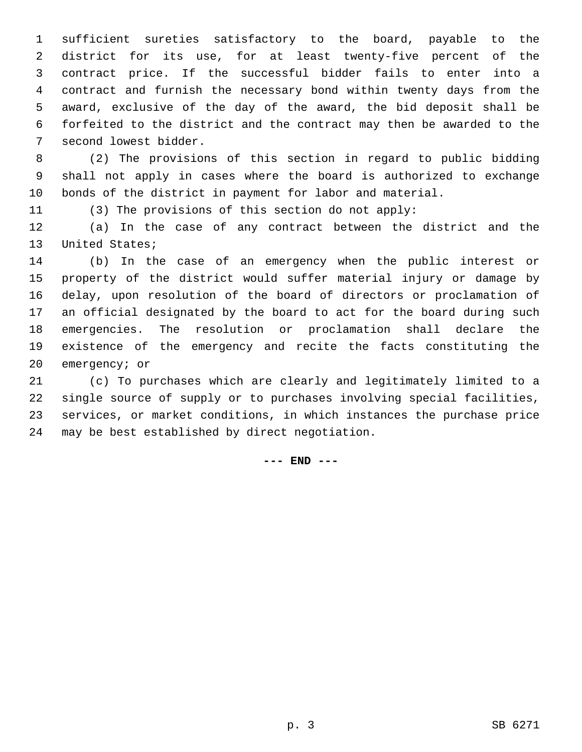sufficient sureties satisfactory to the board, payable to the district for its use, for at least twenty-five percent of the contract price. If the successful bidder fails to enter into a contract and furnish the necessary bond within twenty days from the award, exclusive of the day of the award, the bid deposit shall be forfeited to the district and the contract may then be awarded to the second lowest bidder.

(2) The provisions of this section in regard to public bidding shall not apply in cases where the board is authorized to exchange bonds of the district in payment for labor and material.

(3) The provisions of this section do not apply:

(a) In the case of any contract between the district and the United States;

(b) In the case of an emergency when the public interest or property of the district would suffer material injury or damage by delay, upon resolution of the board of directors or proclamation of an official designated by the board to act for the board during such emergencies. The resolution or proclamation shall declare the existence of the emergency and recite the facts constituting the emergency; or

(c) To purchases which are clearly and legitimately limited to a single source of supply or to purchases involving special facilities, services, or market conditions, in which instances the purchase price may be best established by direct negotiation.

**--- END ---**